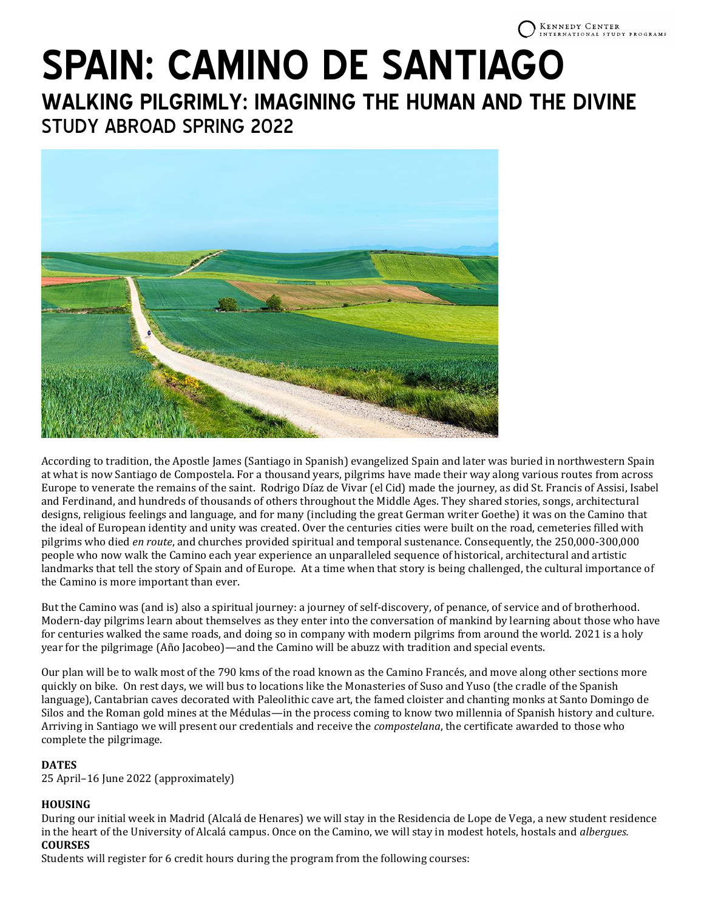# SPAIN: CAMINO DE SANTIAGO

## WALKING PILGRIMLY: IMAGINING THE HUMAN AND THE DIVINE

### STUDY ABROAD SPRING 2022

According to tradition, the Apostle James (Santiago in Spanish) evangelized Spain and later was buried in northwestern Spain at what is now Santiago de Compostela. For a thousand years, pilgrims have made their way along various routes from across Europe to venerate the remains of the saint. Rodrigo Díaz de Vivar (el Cid) made the journey, as did St. Francis of Assisi, Isabel and Ferdinand, and hundreds of thousands of others throughout the Middle Ages. They shared stories, songs, architectural designs, religious feelings and language, and for many (including the great German writer Goethe) it was on the Camino that the ideal of European identity and unity was created. Over the centuries cities were built on the road, cemeteries filled with pilgrims who died *en route*, and churches provided spiritual and temporal sustenance. Consequently, the 250,000-300,000 people who now walk the Camino each year experience an unparalleled sequence of historical, architectural and artistic landmarks that tell the story of Spain and of Europe. At a time when that story is being challenged, the cultural importance of the Camino is more important than ever.

But the Camino was (and is) also a spiritual journey: a journey of self-discovery, of penance, of service and of brotherhood. Modern-day pilgrims learn about themselves as they enter into the conversation of mankind by learning about those who have for centuries walked the same roads, and doing so in company with modern pilgrims from around the world. 2021 is a holy year for the pilgrimage (Año Jacobeo)—and the Camino will be abuzz with tradition and special events.

Our plan will be to walk most of the 790 kms of the road known as the Camino Francés, and move along other sections more quickly on bike. On rest days, we will bus to locations like the Monasteries of Suso and Yuso (the cradle of the Spanish language), Cantabrian caves decorated with Paleolithic cave art, the famed cloister and chanting monks at Santo Domingo de Silos and the Roman gold mines at the Médulas—in the process coming to know two millennia of Spanish history and culture. Arriving in Santiago we will present our credentials and receive the *compostelana*, the certificate awarded to those who complete the pilgrimage.

**DATES**
25 April–16 June 2022 (approximately)

**HOUSING**
During our initial week in Madrid (Alcalá de Henares) we will stay in the Residencia de Lope de Vega, a new student residence in the heart of the University of Alcalá campus. Once on the Camino, we will stay in modest hotels, hostals and *albergues.*

**COURSES**
Students will register for 6 credit hours during the program from the following courses: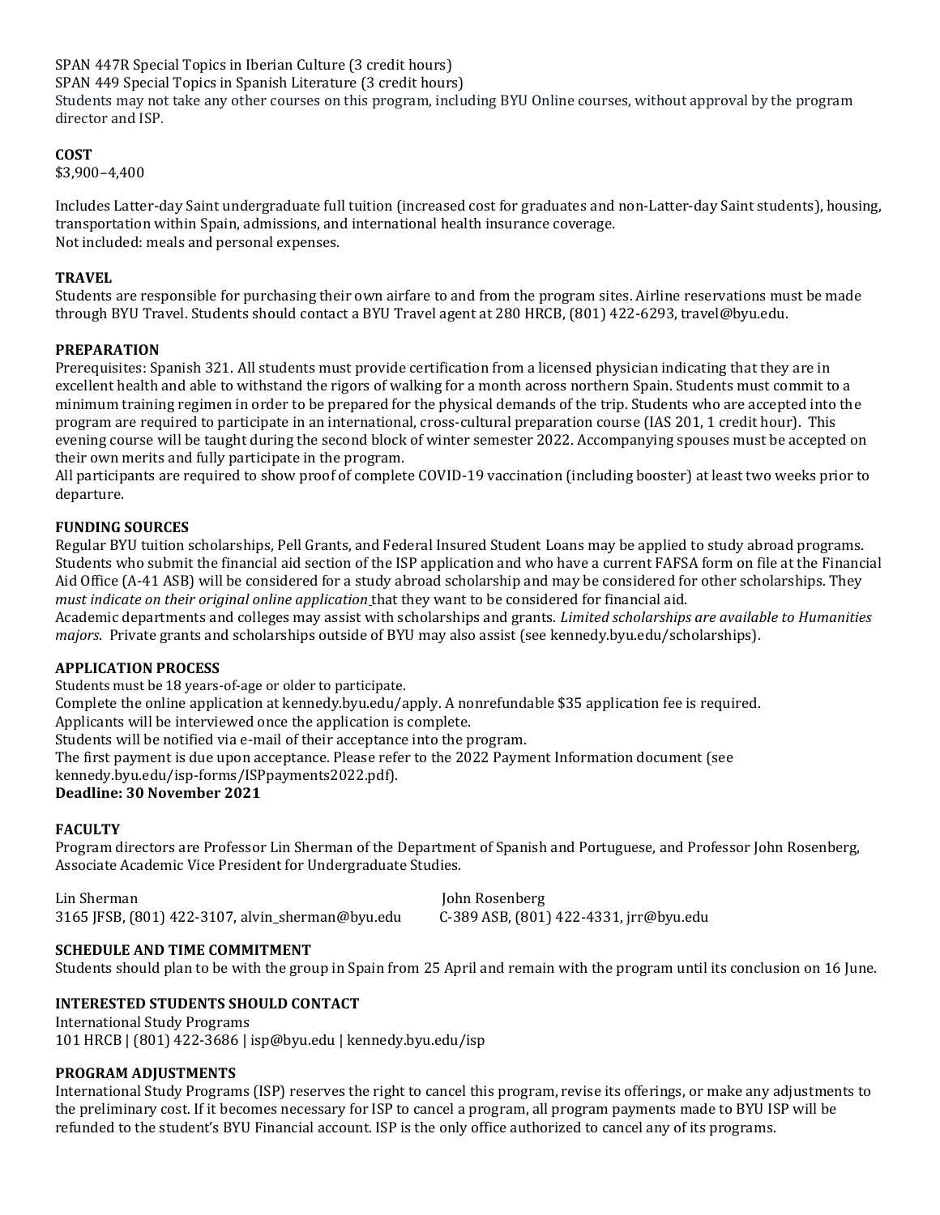SPAN 447R Special Topics in Iberian Culture (3 credit hours)
SPAN 449 Special Topics in Spanish Literature (3 credit hours)
Students may not take any other courses on this program, including BYU Online courses, without approval by the program director and ISP.

## COST

$3,900–4,400

Includes Latter-day Saint undergraduate full tuition (increased cost for graduates and non-Latter-day Saint students), housing, transportation within Spain, admissions, and international health insurance coverage.
Not included: meals and personal expenses.

## TRAVEL

Students are responsible for purchasing their own airfare to and from the program sites. Airline reservations must be made through BYU Travel. Students should contact a BYU Travel agent at 280 HRCB, (801) 422-6293, travel@byu.edu.

## PREPARATION

Prerequisites: Spanish 321. All students must provide certification from a licensed physician indicating that they are in excellent health and able to withstand the rigors of walking for a month across northern Spain. Students must commit to a minimum training regimen in order to be prepared for the physical demands of the trip. Students who are accepted into the program are required to participate in an international, cross-cultural preparation course (IAS 201, 1 credit hour). This evening course will be taught during the second block of winter semester 2022. Accompanying spouses must be accepted on their own merits and fully participate in the program.
All participants are required to show proof of complete COVID-19 vaccination (including booster) at least two weeks prior to departure.

## FUNDING SOURCES

Regular BYU tuition scholarships, Pell Grants, and Federal Insured Student Loans may be applied to study abroad programs. Students who submit the financial aid section of the ISP application and who have a current FAFSA form on file at the Financial Aid Office (A-41 ASB) will be considered for a study abroad scholarship and may be considered for other scholarships. They *must indicate on their original online application* that they want to be considered for financial aid.
Academic departments and colleges may assist with scholarships and grants. *Limited scholarships are available to Humanities majors*. Private grants and scholarships outside of BYU may also assist (see kennedy.byu.edu/scholarships).

## APPLICATION PROCESS

Students must be 18 years-of-age or older to participate.
Complete the online application at kennedy.byu.edu/apply. A nonrefundable $35 application fee is required.
Applicants will be interviewed once the application is complete.
Students will be notified via e-mail of their acceptance into the program.
The first payment is due upon acceptance. Please refer to the 2022 Payment Information document (see kennedy.byu.edu/isp-forms/ISPpayments2022.pdf).
**Deadline: 30 November 2021**

## FACULTY

Program directors are Professor Lin Sherman of the Department of Spanish and Portuguese, and Professor John Rosenberg, Associate Academic Vice President for Undergraduate Studies.

Lin Sherman
3165 JFSB, (801) 422-3107, alvin_sherman@byu.edu

John Rosenberg
C-389 ASB, (801) 422-4331, jrr@byu.edu

## SCHEDULE AND TIME COMMITMENT

Students should plan to be with the group in Spain from 25 April and remain with the program until its conclusion on 16 June.

## INTERESTED STUDENTS SHOULD CONTACT

International Study Programs
101 HRCB | (801) 422-3686 | isp@byu.edu | kennedy.byu.edu/isp

## PROGRAM ADJUSTMENTS

International Study Programs (ISP) reserves the right to cancel this program, revise its offerings, or make any adjustments to the preliminary cost. If it becomes necessary for ISP to cancel a program, all program payments made to BYU ISP will be refunded to the student's BYU Financial account. ISP is the only office authorized to cancel any of its programs.